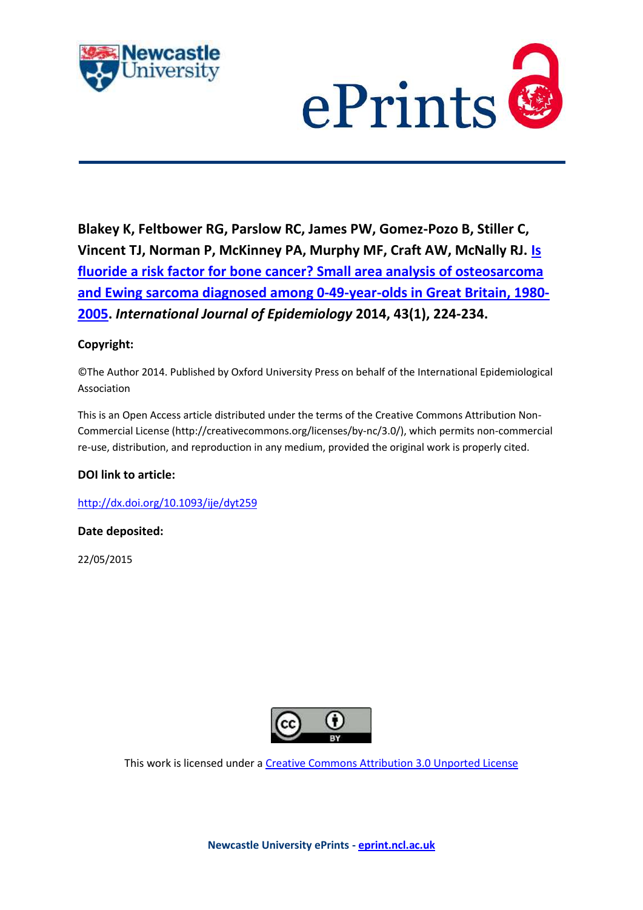**Blakey K, Feltbower RG, Parslow RC, James PW, Gomez-Pozo B, Stiller C, Vincent TJ, Norman P, McKinney PA, Murphy MF, Craft AW, McNally RJ. Is fluoride a risk factor for bone cancer? Small area analysis of osteosarcoma and Ewing sarcoma diagnosed among 0-49-year-olds in Great Britain, 1980-2005. *International Journal of Epidemiology* 2014, 43(1), 224-234.**

**Copyright:**

©The Author 2014. Published by Oxford University Press on behalf of the International Epidemiological Association

This is an Open Access article distributed under the terms of the Creative Commons Attribution Non-Commercial License (http://creativecommons.org/licenses/by-nc/3.0/), which permits non-commercial re-use, distribution, and reproduction in any medium, provided the original work is properly cited.

**DOI link to article:**

http://dx.doi.org/10.1093/ije/dyt259

**Date deposited:**

22/05/2015

This work is licensed under a Creative Commons Attribution 3.0 Unported License

**Newcastle University ePrints - eprint.ncl.ac.uk**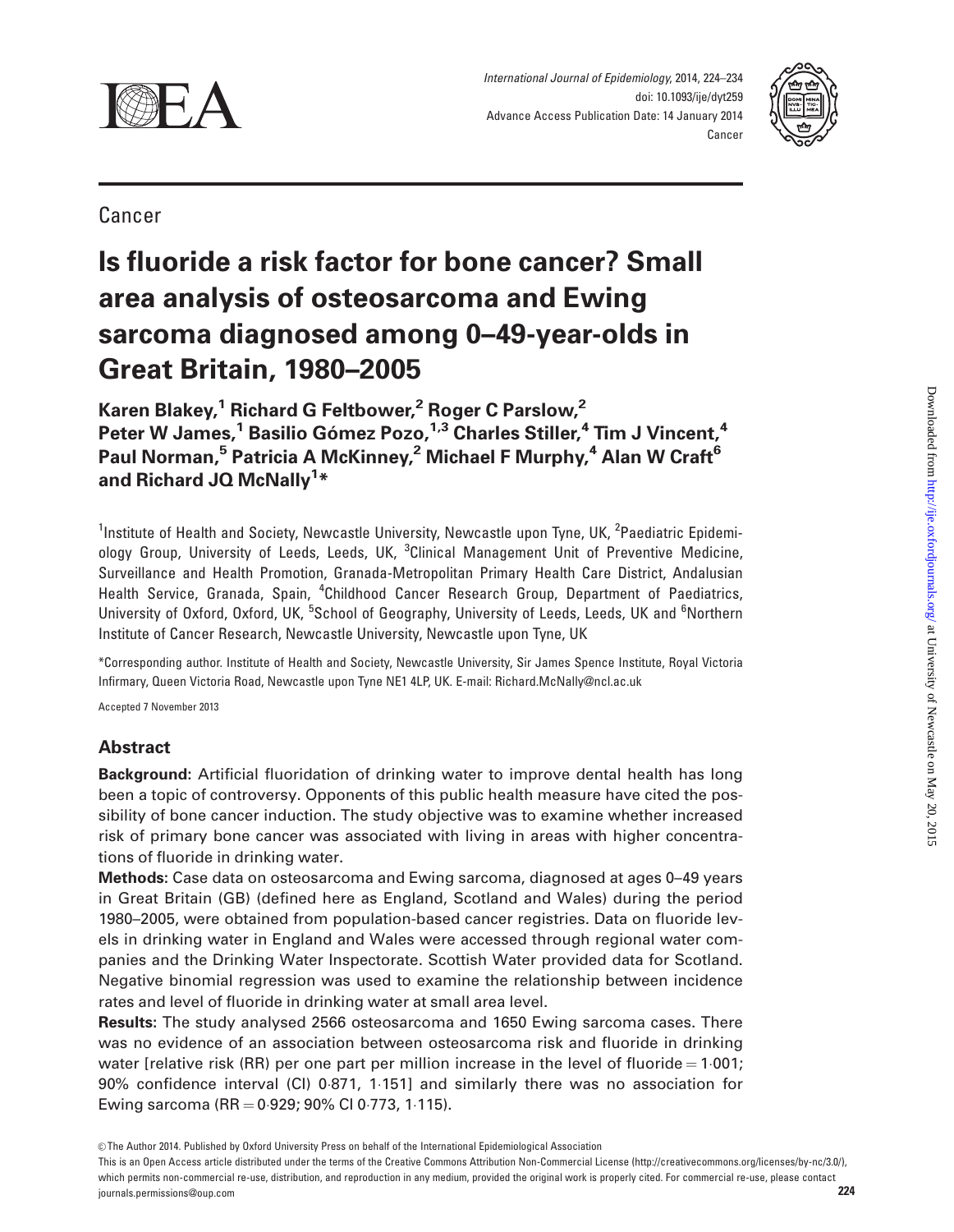Cancer

# Is fluoride a risk factor for bone cancer? Small area analysis of osteosarcoma and Ewing sarcoma diagnosed among 0–49-year-olds in Great Britain, 1980–2005

**Karen Blakey,[1] Richard G Feltbower,[2] Roger C Parslow,[2] Peter W James,[1] Basilio Gómez Pozo,[1,3] Charles Stiller,[4] Tim J Vincent,[4] Paul Norman,[5] Patricia A McKinney,[2] Michael F Murphy,[4] Alan W Craft[6] and Richard JQ McNally[1]***

[1]Institute of Health and Society, Newcastle University, Newcastle upon Tyne, UK, [2]Paediatric Epidemiology Group, University of Leeds, Leeds, UK, [3]Clinical Management Unit of Preventive Medicine, Surveillance and Health Promotion, Granada-Metropolitan Primary Health Care District, Andalusian Health Service, Granada, Spain, [4]Childhood Cancer Research Group, Department of Paediatrics, University of Oxford, Oxford, UK, [5]School of Geography, University of Leeds, Leeds, UK and [6]Northern Institute of Cancer Research, Newcastle University, Newcastle upon Tyne, UK

*Corresponding author. Institute of Health and Society, Newcastle University, Sir James Spence Institute, Royal Victoria Infirmary, Queen Victoria Road, Newcastle upon Tyne NE1 4LP, UK. E-mail: Richard.McNally@ncl.ac.uk

Accepted 7 November 2013

## Abstract

**Background:** Artificial fluoridation of drinking water to improve dental health has long been a topic of controversy. Opponents of this public health measure have cited the possibility of bone cancer induction. The study objective was to examine whether increased risk of primary bone cancer was associated with living in areas with higher concentrations of fluoride in drinking water.

**Methods:** Case data on osteosarcoma and Ewing sarcoma, diagnosed at ages 0–49 years in Great Britain (GB) (defined here as England, Scotland and Wales) during the period 1980–2005, were obtained from population-based cancer registries. Data on fluoride levels in drinking water in England and Wales were accessed through regional water companies and the Drinking Water Inspectorate. Scottish Water provided data for Scotland. Negative binomial regression was used to examine the relationship between incidence rates and level of fluoride in drinking water at small area level.

**Results:** The study analysed 2566 osteosarcoma and 1650 Ewing sarcoma cases. There was no evidence of an association between osteosarcoma risk and fluoride in drinking water [relative risk (RR) per one part per million increase in the level of fluoride = 1·001; 90% confidence interval (CI) 0·871, 1·151] and similarly there was no association for Ewing sarcoma (RR = 0·929; 90% CI 0·773, 1·115).

© The Author 2014. Published by Oxford University Press on behalf of the International Epidemiological Association

This is an Open Access article distributed under the terms of the Creative Commons Attribution Non-Commercial License (http://creativecommons.org/licenses/by-nc/3.0/), which permits non-commercial re-use, distribution, and reproduction in any medium, provided the original work is properly cited. For commercial re-use, please contact journals.permissions@oup.com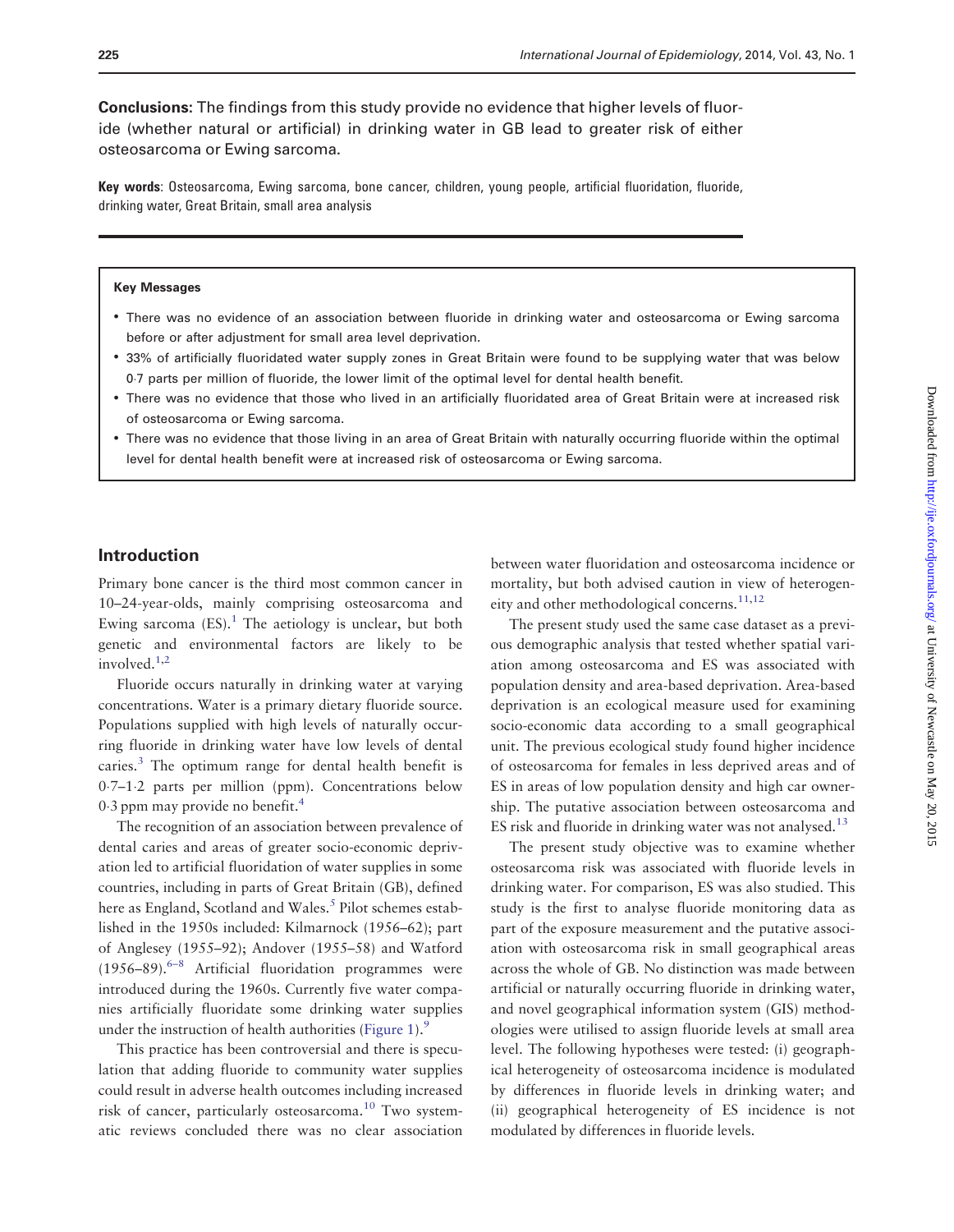**Conclusions:** The findings from this study provide no evidence that higher levels of fluoride (whether natural or artificial) in drinking water in GB lead to greater risk of either osteosarcoma or Ewing sarcoma.

**Key words**: Osteosarcoma, Ewing sarcoma, bone cancer, children, young people, artificial fluoridation, fluoride, drinking water, Great Britain, small area analysis

**Key Messages**

- There was no evidence of an association between fluoride in drinking water and osteosarcoma or Ewing sarcoma before or after adjustment for small area level deprivation.
- 33% of artificially fluoridated water supply zones in Great Britain were found to be supplying water that was below 0·7 parts per million of fluoride, the lower limit of the optimal level for dental health benefit.
- There was no evidence that those who lived in an artificially fluoridated area of Great Britain were at increased risk of osteosarcoma or Ewing sarcoma.
- There was no evidence that those living in an area of Great Britain with naturally occurring fluoride within the optimal level for dental health benefit were at increased risk of osteosarcoma or Ewing sarcoma.

## Introduction

Primary bone cancer is the third most common cancer in 10–24-year-olds, mainly comprising osteosarcoma and Ewing sarcoma (ES).[1] The aetiology is unclear, but both genetic and environmental factors are likely to be involved.[1,2]

Fluoride occurs naturally in drinking water at varying concentrations. Water is a primary dietary fluoride source. Populations supplied with high levels of naturally occurring fluoride in drinking water have low levels of dental caries.[3] The optimum range for dental health benefit is 0·7–1·2 parts per million (ppm). Concentrations below 0·3 ppm may provide no benefit.[4]

The recognition of an association between prevalence of dental caries and areas of greater socio-economic deprivation led to artificial fluoridation of water supplies in some countries, including in parts of Great Britain (GB), defined here as England, Scotland and Wales.[5] Pilot schemes established in the 1950s included: Kilmarnock (1956–62); part of Anglesey (1955–92); Andover (1955–58) and Watford (1956–89).[6–8] Artificial fluoridation programmes were introduced during the 1960s. Currently five water companies artificially fluoridate some drinking water supplies under the instruction of health authorities (Figure 1).[9]

This practice has been controversial and there is speculation that adding fluoride to community water supplies could result in adverse health outcomes including increased risk of cancer, particularly osteosarcoma.[10] Two systematic reviews concluded there was no clear association between water fluoridation and osteosarcoma incidence or mortality, but both advised caution in view of heterogeneity and other methodological concerns.[11,12]

The present study used the same case dataset as a previous demographic analysis that tested whether spatial variation among osteosarcoma and ES was associated with population density and area-based deprivation. Area-based deprivation is an ecological measure used for examining socio-economic data according to a small geographical unit. The previous ecological study found higher incidence of osteosarcoma for females in less deprived areas and of ES in areas of low population density and high car ownership. The putative association between osteosarcoma and ES risk and fluoride in drinking water was not analysed.[13]

The present study objective was to examine whether osteosarcoma risk was associated with fluoride levels in drinking water. For comparison, ES was also studied. This study is the first to analyse fluoride monitoring data as part of the exposure measurement and the putative association with osteosarcoma risk in small geographical areas across the whole of GB. No distinction was made between artificial or naturally occurring fluoride in drinking water, and novel geographical information system (GIS) methodologies were utilised to assign fluoride levels at small area level. The following hypotheses were tested: (i) geographical heterogeneity of osteosarcoma incidence is modulated by differences in fluoride levels in drinking water; and (ii) geographical heterogeneity of ES incidence is not modulated by differences in fluoride levels.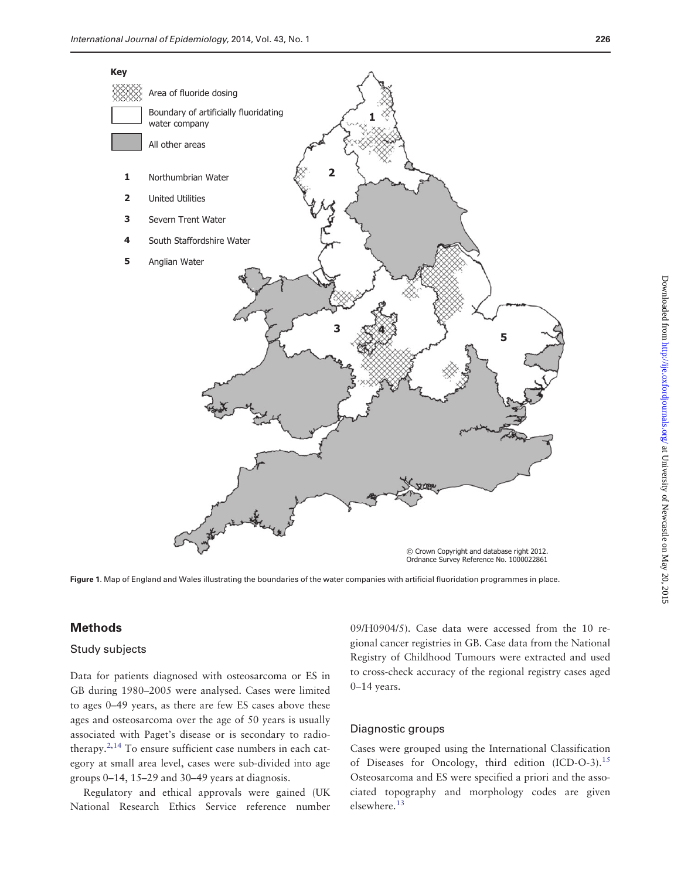Key

Area of fluoride dosing

Boundary of artificially fluoridating water company

All other areas

1 Northumbrian Water

2 United Utilities

3 Severn Trent Water

4 South Staffordshire Water

5 Anglian Water

© Crown Copyright and database right 2012. Ordnance Survey Reference No. 1000022861

**Figure 1**. Map of England and Wales illustrating the boundaries of the water companies with artificial fluoridation programmes in place.

## Methods

### Study subjects

Data for patients diagnosed with osteosarcoma or ES in GB during 1980–2005 were analysed. Cases were limited to ages 0–49 years, as there are few ES cases above these ages and osteosarcoma over the age of 50 years is usually associated with Paget's disease or is secondary to radiotherapy.[2,14] To ensure sufficient case numbers in each category at small area level, cases were sub-divided into age groups 0–14, 15–29 and 30–49 years at diagnosis.

Regulatory and ethical approvals were gained (UK National Research Ethics Service reference number 09/H0904/5). Case data were accessed from the 10 regional cancer registries in GB. Case data from the National Registry of Childhood Tumours were extracted and used to cross-check accuracy of the regional registry cases aged 0–14 years.

### Diagnostic groups

Cases were grouped using the International Classification of Diseases for Oncology, third edition (ICD-O-3).[15] Osteosarcoma and ES were specified a priori and the associated topography and morphology codes are given elsewhere.[13]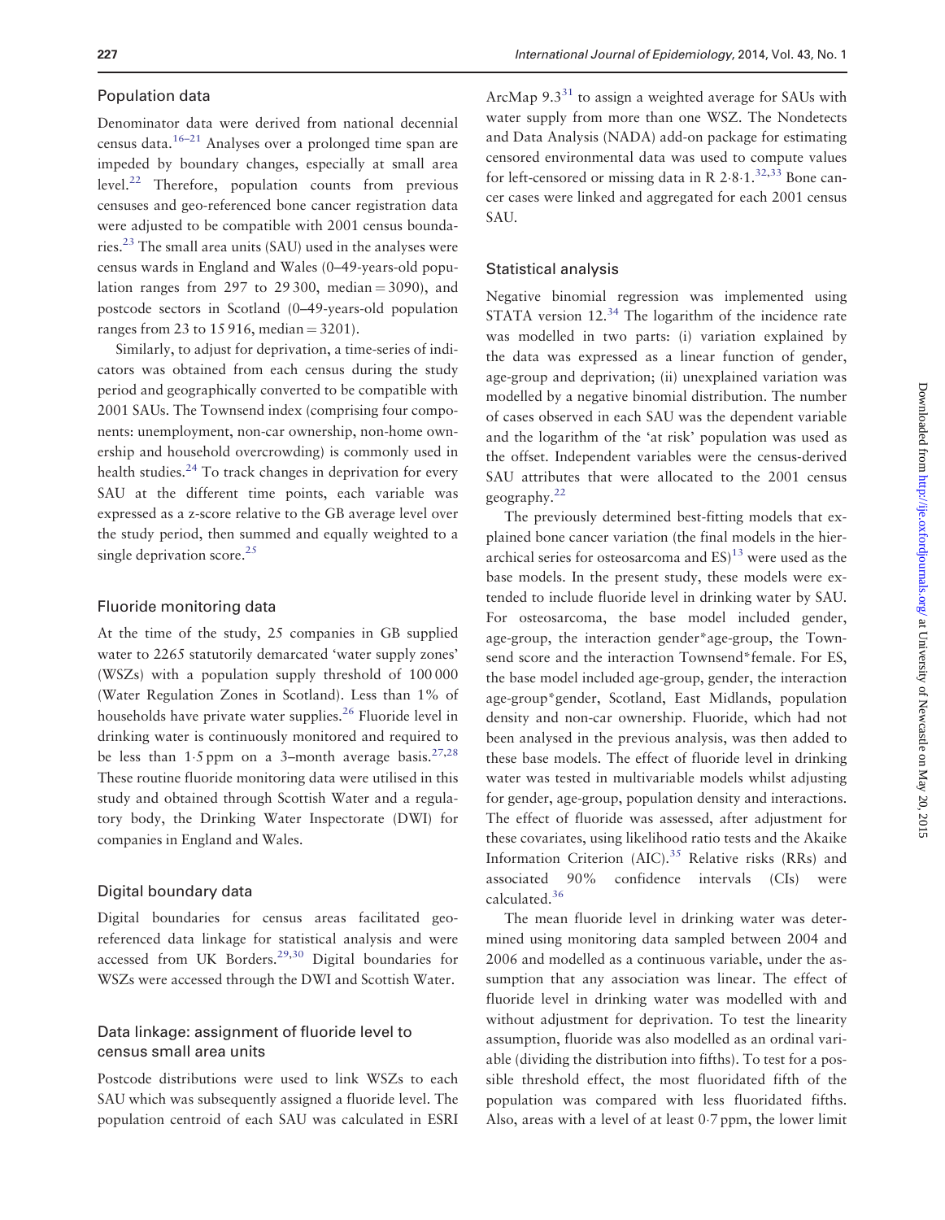## Population data

Denominator data were derived from national decennial census data.[16–21] Analyses over a prolonged time span are impeded by boundary changes, especially at small area level.[22] Therefore, population counts from previous censuses and geo-referenced bone cancer registration data were adjusted to be compatible with 2001 census boundaries.[23] The small area units (SAU) used in the analyses were census wards in England and Wales (0–49-years-old population ranges from 297 to 29 300, median = 3090), and postcode sectors in Scotland (0–49-years-old population ranges from 23 to 15 916, median = 3201).

Similarly, to adjust for deprivation, a time-series of indicators was obtained from each census during the study period and geographically converted to be compatible with 2001 SAUs. The Townsend index (comprising four components: unemployment, non-car ownership, non-home ownership and household overcrowding) is commonly used in health studies.[24] To track changes in deprivation for every SAU at the different time points, each variable was expressed as a z-score relative to the GB average level over the study period, then summed and equally weighted to a single deprivation score.[25]

## Fluoride monitoring data

At the time of the study, 25 companies in GB supplied water to 2265 statutorily demarcated 'water supply zones' (WSZs) with a population supply threshold of 100 000 (Water Regulation Zones in Scotland). Less than 1% of households have private water supplies.[26] Fluoride level in drinking water is continuously monitored and required to be less than 1·5 ppm on a 3–month average basis.[27,28] These routine fluoride monitoring data were utilised in this study and obtained through Scottish Water and a regulatory body, the Drinking Water Inspectorate (DWI) for companies in England and Wales.

## Digital boundary data

Digital boundaries for census areas facilitated geo-referenced data linkage for statistical analysis and were accessed from UK Borders.[29,30] Digital boundaries for WSZs were accessed through the DWI and Scottish Water.

## Data linkage: assignment of fluoride level to census small area units

Postcode distributions were used to link WSZs to each SAU which was subsequently assigned a fluoride level. The population centroid of each SAU was calculated in ESRI ArcMap 9.3[31] to assign a weighted average for SAUs with water supply from more than one WSZ. The Nondetects and Data Analysis (NADA) add-on package for estimating censored environmental data was used to compute values for left-censored or missing data in R 2·8·1.[32,33] Bone cancer cases were linked and aggregated for each 2001 census SAU.

## Statistical analysis

Negative binomial regression was implemented using STATA version 12.[34] The logarithm of the incidence rate was modelled in two parts: (i) variation explained by the data was expressed as a linear function of gender, age-group and deprivation; (ii) unexplained variation was modelled by a negative binomial distribution. The number of cases observed in each SAU was the dependent variable and the logarithm of the 'at risk' population was used as the offset. Independent variables were the census-derived SAU attributes that were allocated to the 2001 census geography.[22]

The previously determined best-fitting models that explained bone cancer variation (the final models in the hierarchical series for osteosarcoma and ES)[13] were used as the base models. In the present study, these models were extended to include fluoride level in drinking water by SAU. For osteosarcoma, the base model included gender, age-group, the interaction gender*age-group, the Townsend score and the interaction Townsend*female. For ES, the base model included age-group, gender, the interaction age-group*gender, Scotland, East Midlands, population density and non-car ownership. Fluoride, which had not been analysed in the previous analysis, was then added to these base models. The effect of fluoride level in drinking water was tested in multivariable models whilst adjusting for gender, age-group, population density and interactions. The effect of fluoride was assessed, after adjustment for these covariates, using likelihood ratio tests and the Akaike Information Criterion (AIC).[35] Relative risks (RRs) and associated 90% confidence intervals (CIs) were calculated.[36]

The mean fluoride level in drinking water was determined using monitoring data sampled between 2004 and 2006 and modelled as a continuous variable, under the assumption that any association was linear. The effect of fluoride level in drinking water was modelled with and without adjustment for deprivation. To test the linearity assumption, fluoride was also modelled as an ordinal variable (dividing the distribution into fifths). To test for a possible threshold effect, the most fluoridated fifth of the population was compared with less fluoridated fifths. Also, areas with a level of at least 0·7 ppm, the lower limit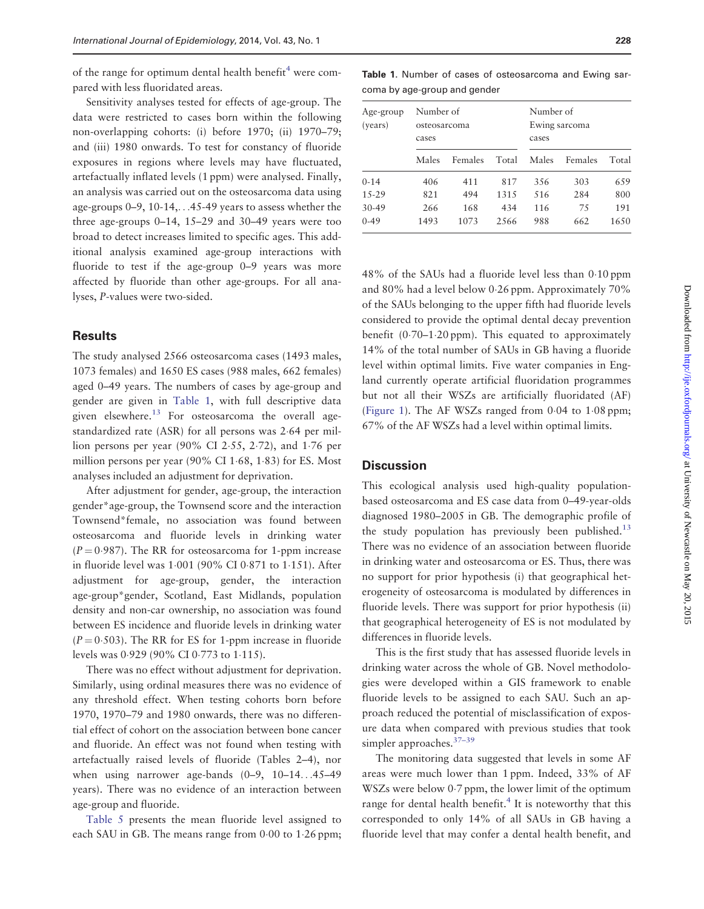of the range for optimum dental health benefit[4] were compared with less fluoridated areas.

Sensitivity analyses tested for effects of age-group. The data were restricted to cases born within the following non-overlapping cohorts: (i) before 1970; (ii) 1970–79; and (iii) 1980 onwards. To test for constancy of fluoride exposures in regions where levels may have fluctuated, artefactually inflated levels (1 ppm) were analysed. Finally, an analysis was carried out on the osteosarcoma data using age-groups 0–9, 10-14,...45-49 years to assess whether the three age-groups 0–14, 15–29 and 30–49 years were too broad to detect increases limited to specific ages. This additional analysis examined age-group interactions with fluoride to test if the age-group 0–9 years was more affected by fluoride than other age-groups. For all analyses, *P*-values were two-sided.

## Results

The study analysed 2566 osteosarcoma cases (1493 males, 1073 females) and 1650 ES cases (988 males, 662 females) aged 0–49 years. The numbers of cases by age-group and gender are given in Table 1, with full descriptive data given elsewhere.[13] For osteosarcoma the overall age-standardized rate (ASR) for all persons was 2·64 per million persons per year (90% CI 2·55, 2·72), and 1·76 per million persons per year (90% CI 1·68, 1·83) for ES. Most analyses included an adjustment for deprivation.

After adjustment for gender, age-group, the interaction gender*age-group, the Townsend score and the interaction Townsend*female, no association was found between osteosarcoma and fluoride levels in drinking water ($P = 0{\cdot}987$). The RR for osteosarcoma for 1-ppm increase in fluoride level was 1·001 (90% CI 0·871 to 1·151). After adjustment for age-group, gender, the interaction age-group*gender, Scotland, East Midlands, population density and non-car ownership, no association was found between ES incidence and fluoride levels in drinking water ($P = 0{\cdot}503$). The RR for ES for 1-ppm increase in fluoride levels was 0·929 (90% CI 0·773 to 1·115).

There was no effect without adjustment for deprivation. Similarly, using ordinal measures there was no evidence of any threshold effect. When testing cohorts born before 1970, 1970–79 and 1980 onwards, there was no differential effect of cohort on the association between bone cancer and fluoride. An effect was not found when testing with artefactually raised levels of fluoride (Tables 2–4), nor when using narrower age-bands (0–9, 10–14...45–49 years). There was no evidence of an interaction between age-group and fluoride.

Table 5 presents the mean fluoride level assigned to each SAU in GB. The means range from 0·00 to 1·26 ppm; 48% of the SAUs had a fluoride level less than 0·10 ppm and 80% had a level below 0·26 ppm. Approximately 70% of the SAUs belonging to the upper fifth had fluoride levels considered to provide the optimal dental decay prevention benefit (0·70–1·20 ppm). This equated to approximately 14% of the total number of SAUs in GB having a fluoride level within optimal limits. Five water companies in England currently operate artificial fluoridation programmes but not all their WSZs are artificially fluoridated (AF) (Figure 1). The AF WSZs ranged from 0·04 to 1·08 ppm; 67% of the AF WSZs had a level within optimal limits.

**Table 1.** Number of cases of osteosarcoma and Ewing sarcoma by age-group and gender

| Age-group (years) | Number of osteosarcoma cases | | | Number of Ewing sarcoma cases | | |
|---|---|---|---|---|---|---|
| | Males | Females | Total | Males | Females | Total |
| 0-14 | 406 | 411 | 817 | 356 | 303 | 659 |
| 15-29 | 821 | 494 | 1315 | 516 | 284 | 800 |
| 30-49 | 266 | 168 | 434 | 116 | 75 | 191 |
| 0-49 | 1493 | 1073 | 2566 | 988 | 662 | 1650 |

## Discussion

This ecological analysis used high-quality population-based osteosarcoma and ES case data from 0–49-year-olds diagnosed 1980–2005 in GB. The demographic profile of the study population has previously been published.[13] There was no evidence of an association between fluoride in drinking water and osteosarcoma or ES. Thus, there was no support for prior hypothesis (i) that geographical heterogeneity of osteosarcoma is modulated by differences in fluoride levels. There was support for prior hypothesis (ii) that geographical heterogeneity of ES is not modulated by differences in fluoride levels.

This is the first study that has assessed fluoride levels in drinking water across the whole of GB. Novel methodologies were developed within a GIS framework to enable fluoride levels to be assigned to each SAU. Such an approach reduced the potential of misclassification of exposure data when compared with previous studies that took simpler approaches.[37–39]

The monitoring data suggested that levels in some AF areas were much lower than 1 ppm. Indeed, 33% of AF WSZs were below 0·7 ppm, the lower limit of the optimum range for dental health benefit.[4] It is noteworthy that this corresponded to only 14% of all SAUs in GB having a fluoride level that may confer a dental health benefit, and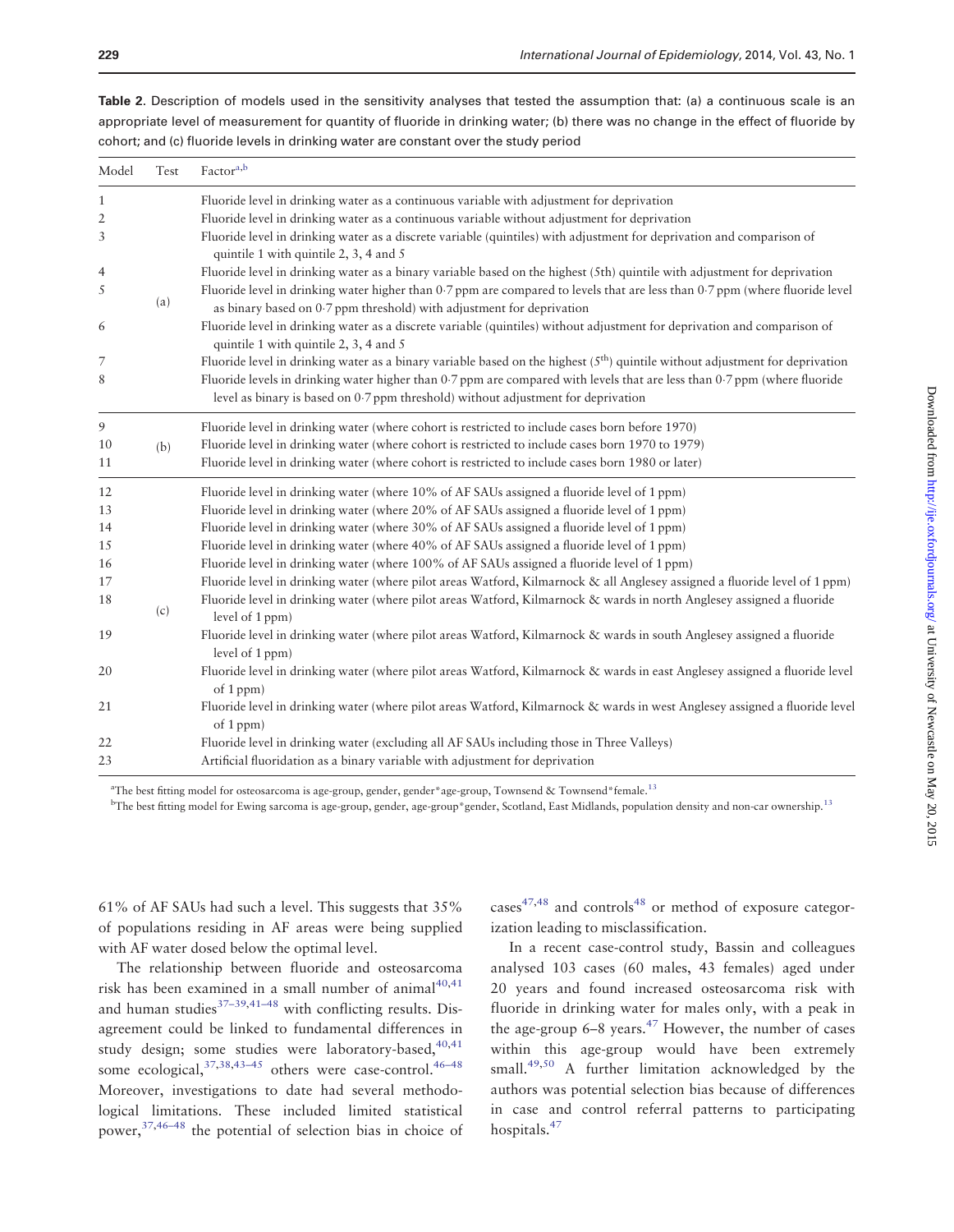**Table 2.** Description of models used in the sensitivity analyses that tested the assumption that: (a) a continuous scale is an appropriate level of measurement for quantity of fluoride in drinking water; (b) there was no change in the effect of fluoride by cohort; and (c) fluoride levels in drinking water are constant over the study period

| Model | Test | Factor[a,b] |
|---|---|---|
| 1 | (a) | Fluoride level in drinking water as a continuous variable with adjustment for deprivation |
| 2 | | Fluoride level in drinking water as a continuous variable without adjustment for deprivation |
| 3 | | Fluoride level in drinking water as a discrete variable (quintiles) with adjustment for deprivation and comparison of quintile 1 with quintile 2, 3, 4 and 5 |
| 4 | | Fluoride level in drinking water as a binary variable based on the highest (5th) quintile with adjustment for deprivation |
| 5 | | Fluoride level in drinking water higher than 0·7 ppm are compared to levels that are less than 0·7 ppm (where fluoride level as binary based on 0·7 ppm threshold) with adjustment for deprivation |
| 6 | | Fluoride level in drinking water as a discrete variable (quintiles) without adjustment for deprivation and comparison of quintile 1 with quintile 2, 3, 4 and 5 |
| 7 | | Fluoride level in drinking water as a binary variable based on the highest (5th) quintile without adjustment for deprivation |
| 8 | | Fluoride levels in drinking water higher than 0·7 ppm are compared with levels that are less than 0·7 ppm (where fluoride level as binary is based on 0·7 ppm threshold) without adjustment for deprivation |
| 9 | (b) | Fluoride level in drinking water (where cohort is restricted to include cases born before 1970) |
| 10 | | Fluoride level in drinking water (where cohort is restricted to include cases born 1970 to 1979) |
| 11 | | Fluoride level in drinking water (where cohort is restricted to include cases born 1980 or later) |
| 12 | (c) | Fluoride level in drinking water (where 10% of AF SAUs assigned a fluoride level of 1 ppm) |
| 13 | | Fluoride level in drinking water (where 20% of AF SAUs assigned a fluoride level of 1 ppm) |
| 14 | | Fluoride level in drinking water (where 30% of AF SAUs assigned a fluoride level of 1 ppm) |
| 15 | | Fluoride level in drinking water (where 40% of AF SAUs assigned a fluoride level of 1 ppm) |
| 16 | | Fluoride level in drinking water (where 100% of AF SAUs assigned a fluoride level of 1 ppm) |
| 17 | | Fluoride level in drinking water (where pilot areas Watford, Kilmarnock & all Anglesey assigned a fluoride level of 1 ppm) |
| 18 | | Fluoride level in drinking water (where pilot areas Watford, Kilmarnock & wards in north Anglesey assigned a fluoride level of 1 ppm) |
| 19 | | Fluoride level in drinking water (where pilot areas Watford, Kilmarnock & wards in south Anglesey assigned a fluoride level of 1 ppm) |
| 20 | | Fluoride level in drinking water (where pilot areas Watford, Kilmarnock & wards in east Anglesey assigned a fluoride level of 1 ppm) |
| 21 | | Fluoride level in drinking water (where pilot areas Watford, Kilmarnock & wards in west Anglesey assigned a fluoride level of 1 ppm) |
| 22 | | Fluoride level in drinking water (excluding all AF SAUs including those in Three Valleys) |
| 23 | | Artificial fluoridation as a binary variable with adjustment for deprivation |

[a]The best fitting model for osteosarcoma is age-group, gender, gender*age-group, Townsend & Townsend*female.[13]

[b]The best fitting model for Ewing sarcoma is age-group, gender, age-group*gender, Scotland, East Midlands, population density and non-car ownership.[13]

61% of AF SAUs had such a level. This suggests that 35% of populations residing in AF areas were being supplied with AF water dosed below the optimal level.

The relationship between fluoride and osteosarcoma risk has been examined in a small number of animal[40,41] and human studies[37–39,41–48] with conflicting results. Disagreement could be linked to fundamental differences in study design; some studies were laboratory-based,[40,41] some ecological,[37,38,43–45] others were case-control.[46–48] Moreover, investigations to date had several methodological limitations. These included limited statistical power,[37,46–48] the potential of selection bias in choice of cases[47,48] and controls[48] or method of exposure categorization leading to misclassification.

In a recent case-control study, Bassin and colleagues analysed 103 cases (60 males, 43 females) aged under 20 years and found increased osteosarcoma risk with fluoride in drinking water for males only, with a peak in the age-group 6–8 years.[47] However, the number of cases within this age-group would have been extremely small.[49,50] A further limitation acknowledged by the authors was potential selection bias because of differences in case and control referral patterns to participating hospitals.[47]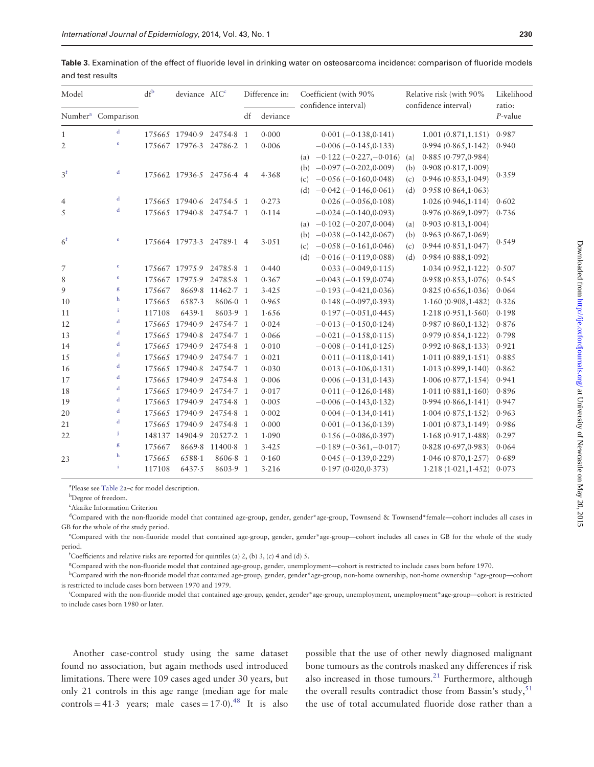**Table 3**. Examination of the effect of fluoride level in drinking water on osteosarcoma incidence: comparison of fluoride models and test results

| Model | | df[b] | deviance | AIC[c] | Difference in: | | Coefficient (with 90% confidence interval) | Relative risk (with 90% confidence interval) | Likelihood ratio: *P*-value |
|---|---|---|---|---|---|---|---|---|---|
| Number[a] | Comparison | | | | df | deviance | | | |
| 1 | d | 175665 | 17940·9 | 24754·8 | 1 | 0·000 | 0·001 (−0·138,0·141) | 1.001 (0.871,1.151) | 0·987 |
| 2 | e | 175667 | 17976·3 | 24786·2 | 1 | 0·006 | −0·006 (−0·145,0·133) | 0·994 (0.865,1·142) | 0·940 |
| 3[f] | d | 175662 | 17936·5 | 24756·4 | 4 | 4·368 | (a) −0·122 (−0·227,−0·016)<br>(b) −0·097 (−0·202,0·009)<br>(c) −0·056 (−0·160,0·048)<br>(d) −0·042 (−0·146,0·061) | (a) 0·885 (0·797,0·984)<br>(b) 0·908 (0·817,1·009)<br>(c) 0·946 (0·853,1·049)<br>(d) 0·958 (0·864,1·063) | 0·359 |
| 4 | d | 175665 | 17940·6 | 24754·5 | 1 | 0·273 | 0·026 (−0·056,0·108) | 1·026 (0·946,1·114) | 0·602 |
| 5 | d | 175665 | 17940·8 | 24754·7 | 1 | 0·114 | −0·024 (−0·140,0·093) | 0·976 (0·869,1·097) | 0·736 |
| 6[f] | e | 175664 | 17973·3 | 24789·1 | 4 | 3·051 | (a) −0·102 (−0·207,0·004)<br>(b) −0·038 (−0·142,0·067)<br>(c) −0·058 (−0·161,0·046)<br>(d) −0·016 (−0·119,0·088) | (a) 0·903 (0·813,1·004)<br>(b) 0·963 (0·867,1·069)<br>(c) 0·944 (0·851,1·047)<br>(d) 0·984 (0·888,1·092) | 0·549 |
| 7 | e | 175667 | 17975·9 | 24785·8 | 1 | 0·440 | 0·033 (−0·049,0·115) | 1·034 (0·952,1·122) | 0·507 |
| 8 | e | 175667 | 17975·9 | 24785·8 | 1 | 0·367 | −0·043 (−0·159,0·074) | 0·958 (0·853,1·076) | 0·545 |
| 9 | g | 175667 | 8669·8 | 11462·7 | 1 | 3·425 | −0·193 (−0·421,0·036) | 0·825 (0·656,1·036) | 0·064 |
| 10 | h | 175665 | 6587·3 | 8606·0 | 1 | 0·965 | 0·148 (−0·097,0·393) | 1·160 (0·908,1·482) | 0·326 |
| 11 | i | 117108 | 6439·1 | 8603·9 | 1 | 1·656 | 0·197 (−0·051,0·445) | 1·218 (0·951,1·560) | 0·198 |
| 12 | d | 175665 | 17940·9 | 24754·7 | 1 | 0·024 | −0·013 (−0·150,0·124) | 0·987 (0·860,1·132) | 0·876 |
| 13 | d | 175665 | 17940·8 | 24754·7 | 1 | 0·066 | −0·021 (−0·158,0·115) | 0·979 (0·854,1·122) | 0·798 |
| 14 | d | 175665 | 17940·9 | 24754·8 | 1 | 0·010 | −0·008 (−0·141,0·125) | 0·992 (0·868,1·133) | 0·921 |
| 15 | d | 175665 | 17940·9 | 24754·7 | 1 | 0·021 | 0·011 (−0·118,0·141) | 1·011 (0·889,1·151) | 0·885 |
| 16 | d | 175665 | 17940·8 | 24754·7 | 1 | 0·030 | 0·013 (−0·106,0·131) | 1·013 (0·899,1·140) | 0·862 |
| 17 | d | 175665 | 17940·9 | 24754·8 | 1 | 0·006 | 0·006 (−0·131,0·143) | 1·006 (0·877,1·154) | 0·941 |
| 18 | d | 175665 | 17940·9 | 24754·7 | 1 | 0·017 | 0·011 (−0·126,0·148) | 1·011 (0·881,1·160) | 0·896 |
| 19 | d | 175665 | 17940·9 | 24754·8 | 1 | 0·005 | −0·006 (−0·143,0·132) | 0·994 (0·866,1·141) | 0·947 |
| 20 | d | 175665 | 17940·9 | 24754·8 | 1 | 0·002 | 0·004 (−0·134,0·141) | 1·004 (0·875,1·152) | 0·963 |
| 21 | d | 175665 | 17940·9 | 24754·8 | 1 | 0·000 | 0·001 (−0·136,0·139) | 1·001 (0·873,1·149) | 0·986 |
| 22 | j | 148137 | 14904·9 | 20527·2 | 1 | 1·090 | 0·156 (−0·086,0·397) | 1·168 (0·917,1·488) | 0·297 |
| 23 | g | 175667 | 8669·8 | 11400·8 | 1 | 3·425 | −0·189 (−0·361,−0·017) | 0·828 (0·697,0·983) | 0·064 |
| | h | 175665 | 6588·1 | 8606·8 | 1 | 0·160 | 0·045 (−0·139,0·229) | 1·046 (0·870,1·257) | 0·689 |
| | i | 117108 | 6437·5 | 8603·9 | 1 | 3·216 | 0·197 (0·020,0·373) | 1·218 (1·021,1·452) | 0·073 |

[a]Please see Table 2a–c for model description.

[b]Degree of freedom.

[c]Akaike Information Criterion

[d]Compared with the non-fluoride model that contained age-group, gender, gender*age-group, Townsend & Townsend*female—cohort includes all cases in GB for the whole of the study period.

[e]Compared with the non-fluoride model that contained age-group, gender, gender*age-group—cohort includes all cases in GB for the whole of the study period.

[f]Coefficients and relative risks are reported for quintiles (a) 2, (b) 3, (c) 4 and (d) 5.

[g]Compared with the non-fluoride model that contained age-group, gender, unemployment—cohort is restricted to include cases born before 1970.

[h]Compared with the non-fluoride model that contained age-group, gender, gender*age-group, non-home ownership, non-home ownership *age-group—cohort is restricted to include cases born between 1970 and 1979.

[i]Compared with the non-fluoride model that contained age-group, gender, gender*age-group, unemployment, unemployment*age-group—cohort is restricted to include cases born 1980 or later.

Another case-control study using the same dataset found no association, but again methods used introduced limitations. There were 109 cases aged under 30 years, but only 21 controls in this age range (median age for male controls = 41·3 years; male cases = 17·0).[48] It is also possible that the use of other newly diagnosed malignant bone tumours as the controls masked any differences if risk also increased in those tumours.[21] Furthermore, although the overall results contradict those from Bassin's study,[51] the use of total accumulated fluoride dose rather than a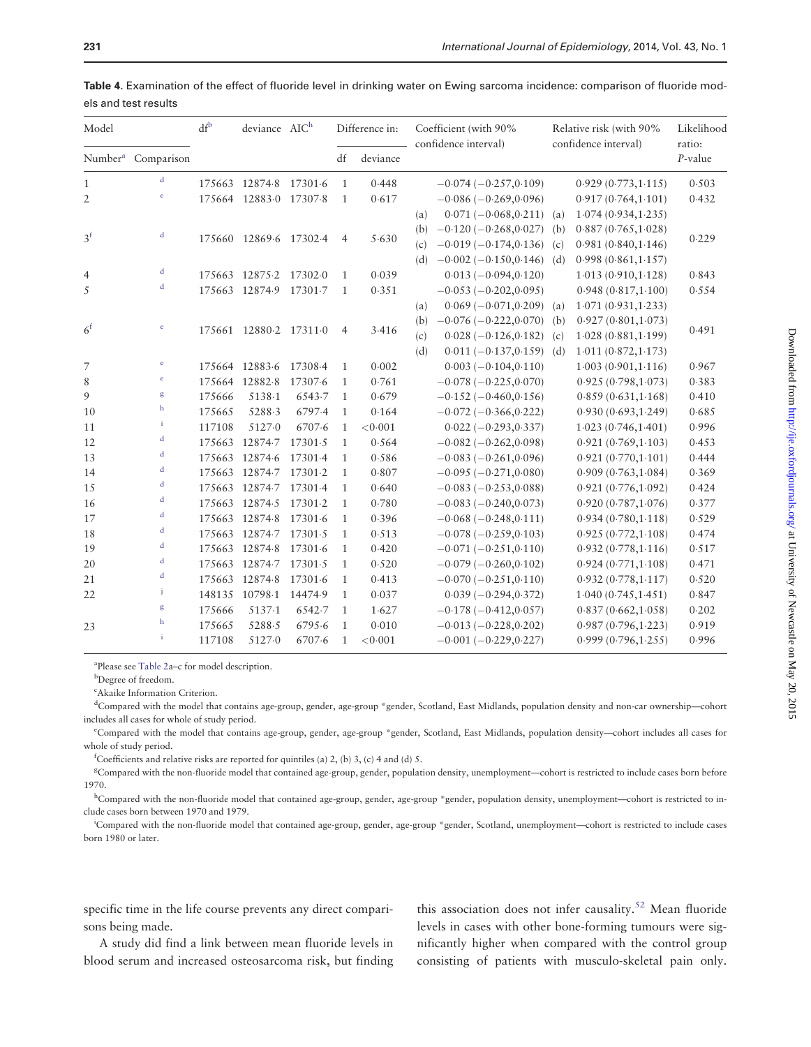**Table 4.** Examination of the effect of fluoride level in drinking water on Ewing sarcoma incidence: comparison of fluoride models and test results

| Model | | df[b] | deviance | AIC[c] | Difference in: | | Coefficient (with 90% confidence interval) | Relative risk (with 90% confidence interval) | Likelihood ratio: *P*-value |
|---|---|---|---|---|---|---|---|---|---|
| Number[a] | Comparison | | | | df | deviance | | | |
| 1 | d | 175663 | 12874·8 | 17301·6 | 1 | 0·448 | −0·074 (−0·257,0·109) | 0·929 (0·773,1·115) | 0·503 |
| 2 | e | 175664 | 12883·0 | 17307·8 | 1 | 0·617 | −0·086 (−0·269,0·096) | 0·917 (0·764,1·101) | 0·432 |
| 3[f] | d | 175660 | 12869·6 | 17302·4 | 4 | 5·630 | (a) 0·071 (−0·068,0·211)<br>(b) −0·120 (−0·268,0·027)<br>(c) −0·019 (−0·174,0·136)<br>(d) −0·002 (−0·150,0·146) | (a) 1·074 (0·934,1·235)<br>(b) 0·887 (0·765,1·028)<br>(c) 0·981 (0·840,1·146)<br>(d) 0·998 (0·861,1·157) | 0·229 |
| 4 | d | 175663 | 12875·2 | 17302·0 | 1 | 0·039 | 0·013 (−0·094,0·120) | 1·013 (0·910,1·128) | 0·843 |
| 5 | d | 175663 | 12874·9 | 17301·7 | 1 | 0·351 | −0·053 (−0·202,0·095) | 0·948 (0·817,1·100) | 0·554 |
| 6[f] | e | 175661 | 12880·2 | 17311·0 | 4 | 3·416 | (a) 0·069 (−0·071,0·209)<br>(b) −0·076 (−0·222,0·070)<br>(c) 0·028 (−0·126,0·182)<br>(d) 0·011 (−0·137,0·159) | (a) 1·071 (0·931,1·233)<br>(b) 0·927 (0·801,1·073)<br>(c) 1·028 (0·881,1·199)<br>(d) 1·011 (0·872,1·173) | 0·491 |
| 7 | e | 175664 | 12883·6 | 17308·4 | 1 | 0·002 | 0·003 (−0·104,0·110) | 1·003 (0·901,1·116) | 0·967 |
| 8 | e | 175664 | 12882·8 | 17307·6 | 1 | 0·761 | −0·078 (−0·225,0·070) | 0·925 (0·798,1·073) | 0·383 |
| 9 | g | 175666 | 5138·1 | 6543·7 | 1 | 0·679 | −0·152 (−0·460,0·156) | 0·859 (0·631,1·168) | 0·410 |
| 10 | h | 175665 | 5288·3 | 6797·4 | 1 | 0·164 | −0·072 (−0·366,0·222) | 0·930 (0·693,1·249) | 0·685 |
| 11 | i | 117108 | 5127·0 | 6707·6 | 1 | <0·001 | 0·022 (−0·293,0·337) | 1·023 (0·746,1·401) | 0·996 |
| 12 | d | 175663 | 12874·7 | 17301·5 | 1 | 0·564 | −0·082 (−0·262,0·098) | 0·921 (0·769,1·103) | 0·453 |
| 13 | d | 175663 | 12874·6 | 17301·4 | 1 | 0·586 | −0·083 (−0·261,0·096) | 0·921 (0·770,1·101) | 0·444 |
| 14 | d | 175663 | 12874·7 | 17301·2 | 1 | 0·807 | −0·095 (−0·271,0·080) | 0·909 (0·763,1·084) | 0·369 |
| 15 | d | 175663 | 12874·7 | 17301·4 | 1 | 0·640 | −0·083 (−0·253,0·088) | 0·921 (0·776,1·092) | 0·424 |
| 16 | d | 175663 | 12874·5 | 17301·2 | 1 | 0·780 | −0·083 (−0·240,0·073) | 0·920 (0·787,1·076) | 0·377 |
| 17 | d | 175663 | 12874·8 | 17301·6 | 1 | 0·396 | −0·068 (−0·248,0·111) | 0·934 (0·780,1·118) | 0·529 |
| 18 | d | 175663 | 12874·7 | 17301·5 | 1 | 0·513 | −0·078 (−0·259,0·103) | 0·925 (0·772,1·108) | 0·474 |
| 19 | d | 175663 | 12874·8 | 17301·6 | 1 | 0·420 | −0·071 (−0·251,0·110) | 0·932 (0·778,1·116) | 0·517 |
| 20 | d | 175663 | 12874·7 | 17301·5 | 1 | 0·520 | −0·079 (−0·260,0·102) | 0·924 (0·771,1·108) | 0·471 |
| 21 | d | 175663 | 12874·8 | 17301·6 | 1 | 0·413 | −0·070 (−0·251,0·110) | 0·932 (0·778,1·117) | 0·520 |
| 22 | j | 148135 | 10798·1 | 14474·9 | 1 | 0·037 | 0·039 (−0·294,0·372) | 1·040 (0·745,1·451) | 0·847 |
| 23 | g | 175666 | 5137·1 | 6542·7 | 1 | 1·627 | −0·178 (−0·412,0·057) | 0·837 (0·662,1·058) | 0·202 |
| | h | 175665 | 5288·5 | 6795·6 | 1 | 0·010 | −0·013 (−0·228,0·202) | 0·987 (0·796,1·223) | 0·919 |
| | i | 117108 | 5127·0 | 6707·6 | 1 | <0·001 | −0·001 (−0·229,0·227) | 0·999 (0·796,1·255) | 0·996 |

[a]Please see Table 2a–c for model description.
[b]Degree of freedom.
[c]Akaike Information Criterion.
[d]Compared with the model that contains age-group, gender, age-group *gender, Scotland, East Midlands, population density and non-car ownership—cohort includes all cases for whole of study period.
[e]Compared with the model that contains age-group, gender, age-group *gender, Scotland, East Midlands, population density—cohort includes all cases for whole of study period.
[f]Coefficients and relative risks are reported for quintiles (a) 2, (b) 3, (c) 4 and (d) 5.
[g]Compared with the non-fluoride model that contained age-group, gender, population density, unemployment—cohort is restricted to include cases born before 1970.
[h]Compared with the non-fluoride model that contained age-group, gender, age-group *gender, population density, unemployment—cohort is restricted to include cases born between 1970 and 1979.
[i]Compared with the non-fluoride model that contained age-group, gender, age-group *gender, Scotland, unemployment—cohort is restricted to include cases born 1980 or later.

specific time in the life course prevents any direct comparisons being made.

A study did find a link between mean fluoride levels in blood serum and increased osteosarcoma risk, but finding this association does not infer causality.[52] Mean fluoride levels in cases with other bone-forming tumours were significantly higher when compared with the control group consisting of patients with musculo-skeletal pain only.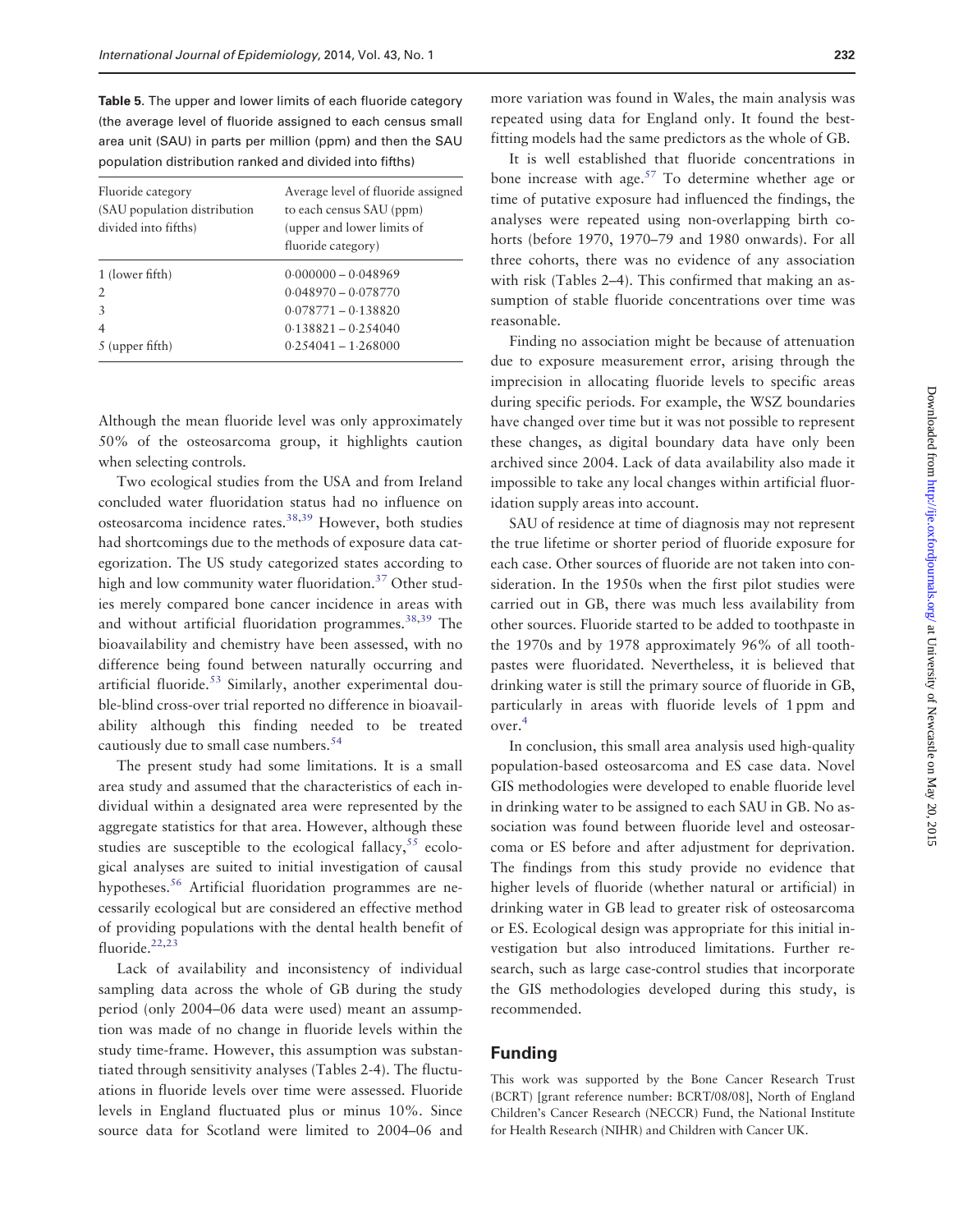**Table 5**. The upper and lower limits of each fluoride category (the average level of fluoride assigned to each census small area unit (SAU) in parts per million (ppm) and then the SAU population distribution ranked and divided into fifths)

| Fluoride category (SAU population distribution divided into fifths) | Average level of fluoride assigned to each census SAU (ppm) (upper and lower limits of fluoride category) |
|---|---|
| 1 (lower fifth) | 0·000000 – 0·048969 |
| 2 | 0·048970 – 0·078770 |
| 3 | 0·078771 – 0·138820 |
| 4 | 0·138821 – 0·254040 |
| 5 (upper fifth) | 0·254041 – 1·268000 |

Although the mean fluoride level was only approximately 50% of the osteosarcoma group, it highlights caution when selecting controls.

Two ecological studies from the USA and from Ireland concluded water fluoridation status had no influence on osteosarcoma incidence rates.[38,39] However, both studies had shortcomings due to the methods of exposure data categorization. The US study categorized states according to high and low community water fluoridation.[37] Other studies merely compared bone cancer incidence in areas with and without artificial fluoridation programmes.[38,39] The bioavailability and chemistry have been assessed, with no difference being found between naturally occurring and artificial fluoride.[53] Similarly, another experimental double-blind cross-over trial reported no difference in bioavailability although this finding needed to be treated cautiously due to small case numbers.[54]

The present study had some limitations. It is a small area study and assumed that the characteristics of each individual within a designated area were represented by the aggregate statistics for that area. However, although these studies are susceptible to the ecological fallacy,[55] ecological analyses are suited to initial investigation of causal hypotheses.[56] Artificial fluoridation programmes are necessarily ecological but are considered an effective method of providing populations with the dental health benefit of fluoride.[22,23]

Lack of availability and inconsistency of individual sampling data across the whole of GB during the study period (only 2004–06 data were used) meant an assumption was made of no change in fluoride levels within the study time-frame. However, this assumption was substantiated through sensitivity analyses (Tables 2-4). The fluctuations in fluoride levels over time were assessed. Fluoride levels in England fluctuated plus or minus 10%. Since source data for Scotland were limited to 2004–06 and more variation was found in Wales, the main analysis was repeated using data for England only. It found the best-fitting models had the same predictors as the whole of GB.

It is well established that fluoride concentrations in bone increase with age.[57] To determine whether age or time of putative exposure had influenced the findings, the analyses were repeated using non-overlapping birth cohorts (before 1970, 1970–79 and 1980 onwards). For all three cohorts, there was no evidence of any association with risk (Tables 2–4). This confirmed that making an assumption of stable fluoride concentrations over time was reasonable.

Finding no association might be because of attenuation due to exposure measurement error, arising through the imprecision in allocating fluoride levels to specific areas during specific periods. For example, the WSZ boundaries have changed over time but it was not possible to represent these changes, as digital boundary data have only been archived since 2004. Lack of data availability also made it impossible to take any local changes within artificial fluoridation supply areas into account.

SAU of residence at time of diagnosis may not represent the true lifetime or shorter period of fluoride exposure for each case. Other sources of fluoride are not taken into consideration. In the 1950s when the first pilot studies were carried out in GB, there was much less availability from other sources. Fluoride started to be added to toothpaste in the 1970s and by 1978 approximately 96% of all toothpastes were fluoridated. Nevertheless, it is believed that drinking water is still the primary source of fluoride in GB, particularly in areas with fluoride levels of 1 ppm and over.[4]

In conclusion, this small area analysis used high-quality population-based osteosarcoma and ES case data. Novel GIS methodologies were developed to enable fluoride level in drinking water to be assigned to each SAU in GB. No association was found between fluoride level and osteosarcoma or ES before and after adjustment for deprivation. The findings from this study provide no evidence that higher levels of fluoride (whether natural or artificial) in drinking water in GB lead to greater risk of osteosarcoma or ES. Ecological design was appropriate for this initial investigation but also introduced limitations. Further research, such as large case-control studies that incorporate the GIS methodologies developed during this study, is recommended.

## Funding

This work was supported by the Bone Cancer Research Trust (BCRT) [grant reference number: BCRT/08/08], North of England Children's Cancer Research (NECCR) Fund, the National Institute for Health Research (NIHR) and Children with Cancer UK.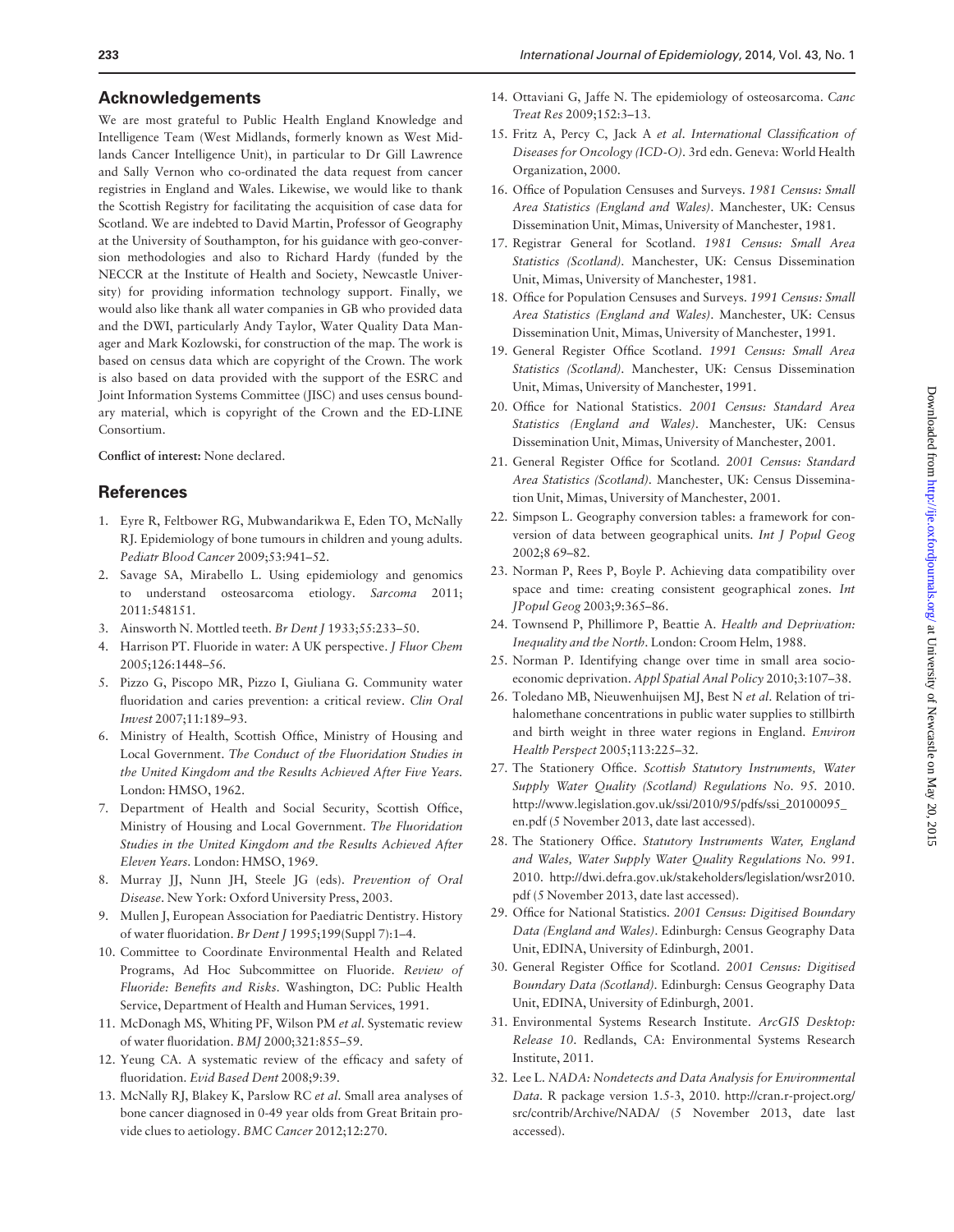## Acknowledgements

We are most grateful to Public Health England Knowledge and Intelligence Team (West Midlands, formerly known as West Midlands Cancer Intelligence Unit), in particular to Dr Gill Lawrence and Sally Vernon who co-ordinated the data request from cancer registries in England and Wales. Likewise, we would like to thank the Scottish Registry for facilitating the acquisition of case data for Scotland. We are indebted to David Martin, Professor of Geography at the University of Southampton, for his guidance with geo-conversion methodologies and also to Richard Hardy (funded by the NECCR at the Institute of Health and Society, Newcastle University) for providing information technology support. Finally, we would also like thank all water companies in GB who provided data and the DWI, particularly Andy Taylor, Water Quality Data Manager and Mark Kozlowski, for construction of the map. The work is based on census data which are copyright of the Crown. The work is also based on data provided with the support of the ESRC and Joint Information Systems Committee (JISC) and uses census boundary material, which is copyright of the Crown and the ED-LINE Consortium.

**Conflict of interest:** None declared.

## References

1. Eyre R, Feltbower RG, Mubwandarikwa E, Eden TO, McNally RJ. Epidemiology of bone tumours in children and young adults. *Pediatr Blood Cancer* 2009;53:941–52.
2. Savage SA, Mirabello L. Using epidemiology and genomics to understand osteosarcoma etiology. *Sarcoma* 2011; 2011:548151.
3. Ainsworth N. Mottled teeth. *Br Dent J* 1933;55:233–50.
4. Harrison PT. Fluoride in water: A UK perspective. *J Fluor Chem* 2005;126:1448–56.
5. Pizzo G, Piscopo MR, Pizzo I, Giuliana G. Community water fluoridation and caries prevention: a critical review. *Clin Oral Invest* 2007;11:189–93.
6. Ministry of Health, Scottish Office, Ministry of Housing and Local Government. *The Conduct of the Fluoridation Studies in the United Kingdom and the Results Achieved After Five Years.* London: HMSO, 1962.
7. Department of Health and Social Security, Scottish Office, Ministry of Housing and Local Government. *The Fluoridation Studies in the United Kingdom and the Results Achieved After Eleven Years.* London: HMSO, 1969.
8. Murray JJ, Nunn JH, Steele JG (eds). *Prevention of Oral Disease.* New York: Oxford University Press, 2003.
9. Mullen J, European Association for Paediatric Dentistry. History of water fluoridation. *Br Dent J* 1995;199(Suppl 7):1–4.
10. Committee to Coordinate Environmental Health and Related Programs, Ad Hoc Subcommittee on Fluoride. *Review of Fluoride: Benefits and Risks.* Washington, DC: Public Health Service, Department of Health and Human Services, 1991.
11. McDonagh MS, Whiting PF, Wilson PM *et al.* Systematic review of water fluoridation. *BMJ* 2000;321:855–59.
12. Yeung CA. A systematic review of the efficacy and safety of fluoridation. *Evid Based Dent* 2008;9:39.
13. McNally RJ, Blakey K, Parslow RC *et al.* Small area analyses of bone cancer diagnosed in 0-49 year olds from Great Britain provide clues to aetiology. *BMC Cancer* 2012;12:270.
14. Ottaviani G, Jaffe N. The epidemiology of osteosarcoma. *Canc Treat Res* 2009;152:3–13.
15. Fritz A, Percy C, Jack A *et al. International Classification of Diseases for Oncology (ICD-O).* 3rd edn. Geneva: World Health Organization, 2000.
16. Office of Population Censuses and Surveys. *1981 Census: Small Area Statistics (England and Wales).* Manchester, UK: Census Dissemination Unit, Mimas, University of Manchester, 1981.
17. Registrar General for Scotland. *1981 Census: Small Area Statistics (Scotland).* Manchester, UK: Census Dissemination Unit, Mimas, University of Manchester, 1981.
18. Office for Population Censuses and Surveys. *1991 Census: Small Area Statistics (England and Wales).* Manchester, UK: Census Dissemination Unit, Mimas, University of Manchester, 1991.
19. General Register Office Scotland. *1991 Census: Small Area Statistics (Scotland).* Manchester, UK: Census Dissemination Unit, Mimas, University of Manchester, 1991.
20. Office for National Statistics. *2001 Census: Standard Area Statistics (England and Wales).* Manchester, UK: Census Dissemination Unit, Mimas, University of Manchester, 2001.
21. General Register Office for Scotland. *2001 Census: Standard Area Statistics (Scotland).* Manchester, UK: Census Dissemination Unit, Mimas, University of Manchester, 2001.
22. Simpson L. Geography conversion tables: a framework for conversion of data between geographical units. *Int J Popul Geog* 2002;8 69–82.
23. Norman P, Rees P, Boyle P. Achieving data compatibility over space and time: creating consistent geographical zones. *Int JPopul Geog* 2003;9:365–86.
24. Townsend P, Phillimore P, Beattie A. *Health and Deprivation: Inequality and the North.* London: Croom Helm, 1988.
25. Norman P. Identifying change over time in small area socioeconomic deprivation. *Appl Spatial Anal Policy* 2010;3:107–38.
26. Toledano MB, Nieuwenhuijsen MJ, Best N *et al.* Relation of trihalomethane concentrations in public water supplies to stillbirth and birth weight in three water regions in England. *Environ Health Perspect* 2005;113:225–32.
27. The Stationery Office. *Scottish Statutory Instruments, Water Supply Water Quality (Scotland) Regulations No. 95.* 2010. http://www.legislation.gov.uk/ssi/2010/95/pdfs/ssi_20100095_en.pdf (5 November 2013, date last accessed).
28. The Stationery Office. *Statutory Instruments Water, England and Wales, Water Supply Water Quality Regulations No. 991.* 2010. http://dwi.defra.gov.uk/stakeholders/legislation/wsr2010.pdf (5 November 2013, date last accessed).
29. Office for National Statistics. *2001 Census: Digitised Boundary Data (England and Wales).* Edinburgh: Census Geography Data Unit, EDINA, University of Edinburgh, 2001.
30. General Register Office for Scotland. *2001 Census: Digitised Boundary Data (Scotland).* Edinburgh: Census Geography Data Unit, EDINA, University of Edinburgh, 2001.
31. Environmental Systems Research Institute. *ArcGIS Desktop: Release 10.* Redlands, CA: Environmental Systems Research Institute, 2011.
32. Lee L. *NADA: Nondetects and Data Analysis for Environmental Data.* R package version 1.5-3, 2010. http://cran.r-project.org/src/contrib/Archive/NADA/ (5 November 2013, date last accessed).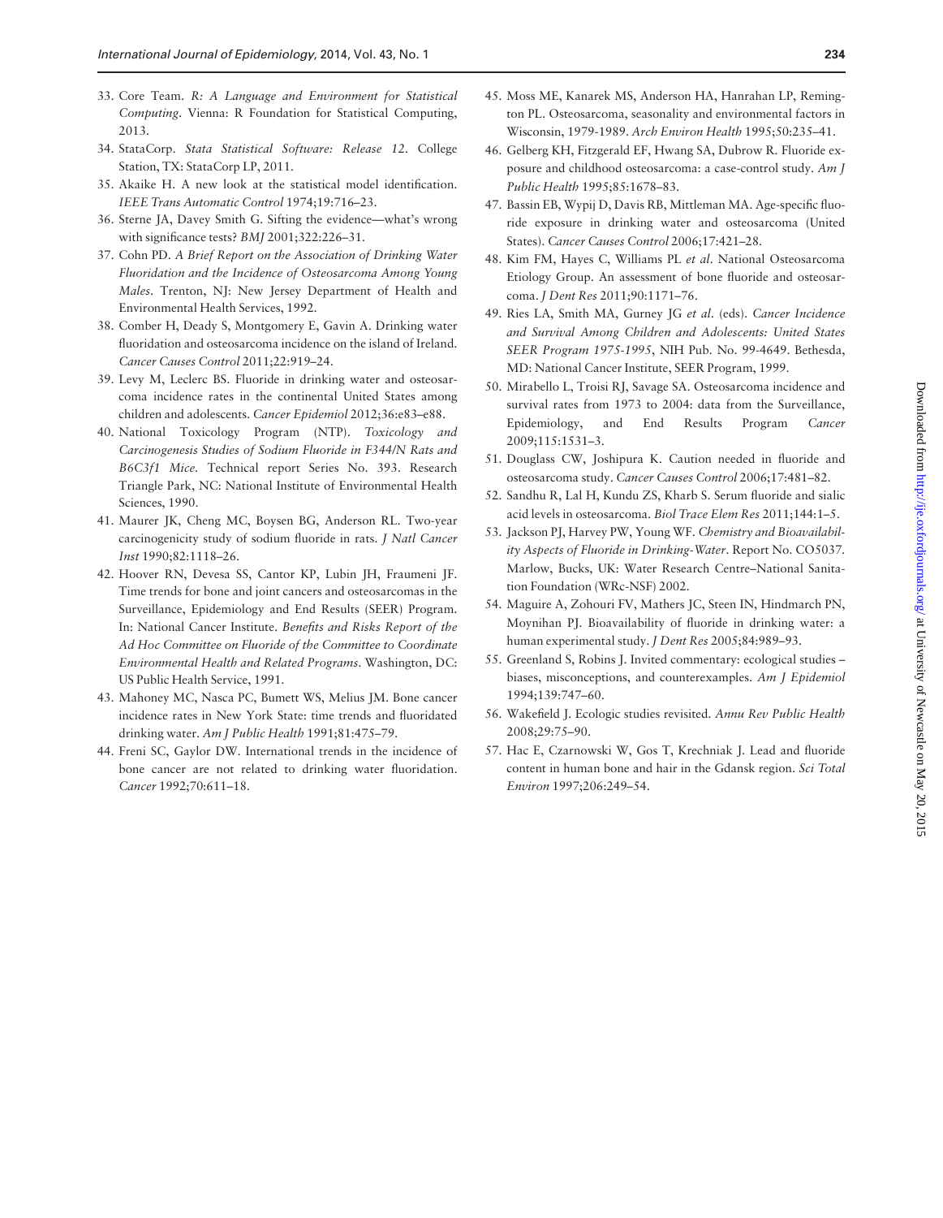33. Core Team. *R: A Language and Environment for Statistical Computing*. Vienna: R Foundation for Statistical Computing, 2013.
34. StataCorp. *Stata Statistical Software: Release 12*. College Station, TX: StataCorp LP, 2011.
35. Akaike H. A new look at the statistical model identification. *IEEE Trans Automatic Control* 1974;19:716–23.
36. Sterne JA, Davey Smith G. Sifting the evidence—what's wrong with significance tests? *BMJ* 2001;322:226–31.
37. Cohn PD. *A Brief Report on the Association of Drinking Water Fluoridation and the Incidence of Osteosarcoma Among Young Males*. Trenton, NJ: New Jersey Department of Health and Environmental Health Services, 1992.
38. Comber H, Deady S, Montgomery E, Gavin A. Drinking water fluoridation and osteosarcoma incidence on the island of Ireland. *Cancer Causes Control* 2011;22:919–24.
39. Levy M, Leclerc BS. Fluoride in drinking water and osteosarcoma incidence rates in the continental United States among children and adolescents. *Cancer Epidemiol* 2012;36:e83–e88.
40. National Toxicology Program (NTP). *Toxicology and Carcinogenesis Studies of Sodium Fluoride in F344/N Rats and B6C3f1 Mice*. Technical report Series No. 393. Research Triangle Park, NC: National Institute of Environmental Health Sciences, 1990.
41. Maurer JK, Cheng MC, Boysen BG, Anderson RL. Two-year carcinogenicity study of sodium fluoride in rats. *J Natl Cancer Inst* 1990;82:1118–26.
42. Hoover RN, Devesa SS, Cantor KP, Lubin JH, Fraumeni JF. Time trends for bone and joint cancers and osteosarcomas in the Surveillance, Epidemiology and End Results (SEER) Program. In: National Cancer Institute. *Benefits and Risks Report of the Ad Hoc Committee on Fluoride of the Committee to Coordinate Environmental Health and Related Programs*. Washington, DC: US Public Health Service, 1991.
43. Mahoney MC, Nasca PC, Bumett WS, Melius JM. Bone cancer incidence rates in New York State: time trends and fluoridated drinking water. *Am J Public Health* 1991;81:475–79.
44. Freni SC, Gaylor DW. International trends in the incidence of bone cancer are not related to drinking water fluoridation. *Cancer* 1992;70:611–18.
45. Moss ME, Kanarek MS, Anderson HA, Hanrahan LP, Remington PL. Osteosarcoma, seasonality and environmental factors in Wisconsin, 1979-1989. *Arch Environ Health* 1995;50:235–41.
46. Gelberg KH, Fitzgerald EF, Hwang SA, Dubrow R. Fluoride exposure and childhood osteosarcoma: a case-control study. *Am J Public Health* 1995;85:1678–83.
47. Bassin EB, Wypij D, Davis RB, Mittleman MA. Age-specific fluoride exposure in drinking water and osteosarcoma (United States). *Cancer Causes Control* 2006;17:421–28.
48. Kim FM, Hayes C, Williams PL *et al*. National Osteosarcoma Etiology Group. An assessment of bone fluoride and osteosarcoma. *J Dent Res* 2011;90:1171–76.
49. Ries LA, Smith MA, Gurney JG *et al*. (eds). *Cancer Incidence and Survival Among Children and Adolescents: United States SEER Program 1975-1995*, NIH Pub. No. 99-4649. Bethesda, MD: National Cancer Institute, SEER Program, 1999.
50. Mirabello L, Troisi RJ, Savage SA. Osteosarcoma incidence and survival rates from 1973 to 2004: data from the Surveillance, Epidemiology, and End Results Program *Cancer* 2009;115:1531–3.
51. Douglass CW, Joshipura K. Caution needed in fluoride and osteosarcoma study. *Cancer Causes Control* 2006;17:481–82.
52. Sandhu R, Lal H, Kundu ZS, Kharb S. Serum fluoride and sialic acid levels in osteosarcoma. *Biol Trace Elem Res* 2011;144:1–5.
53. Jackson PJ, Harvey PW, Young WF. *Chemistry and Bioavailability Aspects of Fluoride in Drinking-Water*. Report No. CO5037. Marlow, Bucks, UK: Water Research Centre–National Sanitation Foundation (WRc-NSF) 2002.
54. Maguire A, Zohouri FV, Mathers JC, Steen IN, Hindmarch PN, Moynihan PJ. Bioavailability of fluoride in drinking water: a human experimental study. *J Dent Res* 2005;84:989–93.
55. Greenland S, Robins J. Invited commentary: ecological studies – biases, misconceptions, and counterexamples. *Am J Epidemiol* 1994;139:747–60.
56. Wakefield J. Ecologic studies revisited. *Annu Rev Public Health* 2008;29:75–90.
57. Hac E, Czarnowski W, Gos T, Krechniak J. Lead and fluoride content in human bone and hair in the Gdansk region. *Sci Total Environ* 1997;206:249–54.